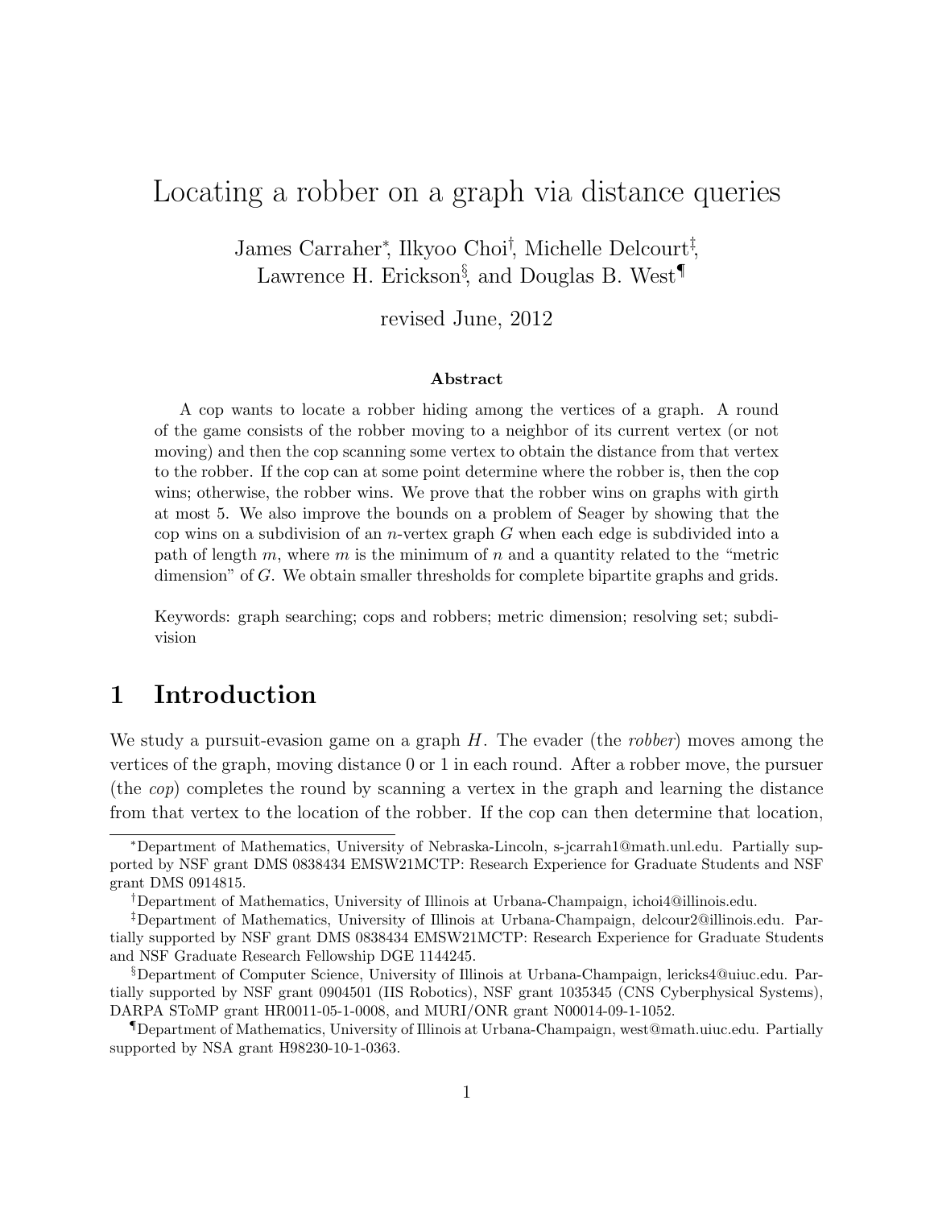# Locating a robber on a graph via distance queries

James Carraher[*], Ilkyoo Choi[†], Michelle Delcourt[‡], Lawrence H. Erickson[§], and Douglas B. West[¶]

revised June, 2012

### Abstract

A cop wants to locate a robber hiding among the vertices of a graph. A round of the game consists of the robber moving to a neighbor of its current vertex (or not moving) and then the cop scanning some vertex to obtain the distance from that vertex to the robber. If the cop can at some point determine where the robber is, then the cop wins; otherwise, the robber wins. We prove that the robber wins on graphs with girth at most 5. We also improve the bounds on a problem of Seager by showing that the cop wins on a subdivision of an $n$-vertex graph $G$ when each edge is subdivided into a path of length $m$, where $m$ is the minimum of $n$ and a quantity related to the "metric dimension" of $G$. We obtain smaller thresholds for complete bipartite graphs and grids.

Keywords: graph searching; cops and robbers; metric dimension; resolving set; subdivision

## 1 Introduction

We study a pursuit-evasion game on a graph $H$. The evader (the *robber*) moves among the vertices of the graph, moving distance 0 or 1 in each round. After a robber move, the pursuer (the *cop*) completes the round by scanning a vertex in the graph and learning the distance from that vertex to the location of the robber. If the cop can then determine that location,

---

[*]Department of Mathematics, University of Nebraska-Lincoln, s-jcarrah1@math.unl.edu. Partially supported by NSF grant DMS 0838434 EMSW21MCTP: Research Experience for Graduate Students and NSF grant DMS 0914815.

[†]Department of Mathematics, University of Illinois at Urbana-Champaign, ichoi4@illinois.edu.

[‡]Department of Mathematics, University of Illinois at Urbana-Champaign, delcour2@illinois.edu. Partially supported by NSF grant DMS 0838434 EMSW21MCTP: Research Experience for Graduate Students and NSF Graduate Research Fellowship DGE 1144245.

[§]Department of Computer Science, University of Illinois at Urbana-Champaign, lericks4@uiuc.edu. Partially supported by NSF grant 0904501 (IIS Robotics), NSF grant 1035345 (CNS Cyberphysical Systems), DARPA SToMP grant HR0011-05-1-0008, and MURI/ONR grant N00014-09-1-1052.

[¶]Department of Mathematics, University of Illinois at Urbana-Champaign, west@math.uiuc.edu. Partially supported by NSA grant H98230-10-1-0363.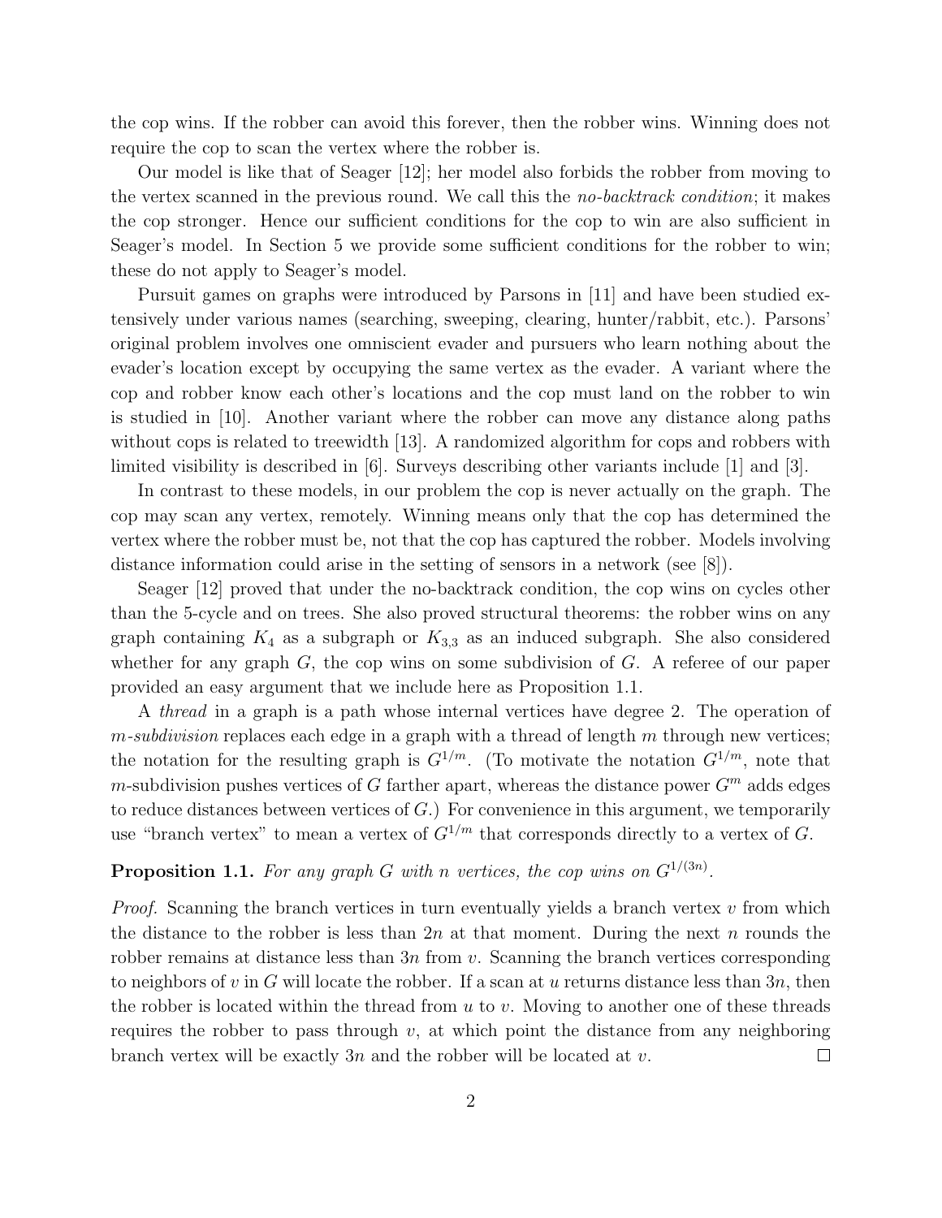the cop wins. If the robber can avoid this forever, then the robber wins. Winning does not require the cop to scan the vertex where the robber is.

Our model is like that of Seager [12]; her model also forbids the robber from moving to the vertex scanned in the previous round. We call this the *no-backtrack condition*; it makes the cop stronger. Hence our sufficient conditions for the cop to win are also sufficient in Seager's model. In Section 5 we provide some sufficient conditions for the robber to win; these do not apply to Seager's model.

Pursuit games on graphs were introduced by Parsons in [11] and have been studied extensively under various names (searching, sweeping, clearing, hunter/rabbit, etc.). Parsons' original problem involves one omniscient evader and pursuers who learn nothing about the evader's location except by occupying the same vertex as the evader. A variant where the cop and robber know each other's locations and the cop must land on the robber to win is studied in [10]. Another variant where the robber can move any distance along paths without cops is related to treewidth [13]. A randomized algorithm for cops and robbers with limited visibility is described in [6]. Surveys describing other variants include [1] and [3].

In contrast to these models, in our problem the cop is never actually on the graph. The cop may scan any vertex, remotely. Winning means only that the cop has determined the vertex where the robber must be, not that the cop has captured the robber. Models involving distance information could arise in the setting of sensors in a network (see [8]).

Seager [12] proved that under the no-backtrack condition, the cop wins on cycles other than the 5-cycle and on trees. She also proved structural theorems: the robber wins on any graph containing $K_4$ as a subgraph or $K_{3,3}$ as an induced subgraph. She also considered whether for any graph $G$, the cop wins on some subdivision of $G$. A referee of our paper provided an easy argument that we include here as Proposition 1.1.

A *thread* in a graph is a path whose internal vertices have degree 2. The operation of *$m$-subdivision* replaces each edge in a graph with a thread of length $m$ through new vertices; the notation for the resulting graph is $G^{1/m}$. (To motivate the notation $G^{1/m}$, note that $m$-subdivision pushes vertices of $G$ farther apart, whereas the distance power $G^m$ adds edges to reduce distances between vertices of $G$.) For convenience in this argument, we temporarily use "branch vertex" to mean a vertex of $G^{1/m}$ that corresponds directly to a vertex of $G$.

**Proposition 1.1.** *For any graph $G$ with $n$ vertices, the cop wins on $G^{1/(3n)}$.*

*Proof.* Scanning the branch vertices in turn eventually yields a branch vertex $v$ from which the distance to the robber is less than $2n$ at that moment. During the next $n$ rounds the robber remains at distance less than $3n$ from $v$. Scanning the branch vertices corresponding to neighbors of $v$ in $G$ will locate the robber. If a scan at $u$ returns distance less than $3n$, then the robber is located within the thread from $u$ to $v$. Moving to another one of these threads requires the robber to pass through $v$, at which point the distance from any neighboring branch vertex will be exactly $3n$ and the robber will be located at $v$. $\square$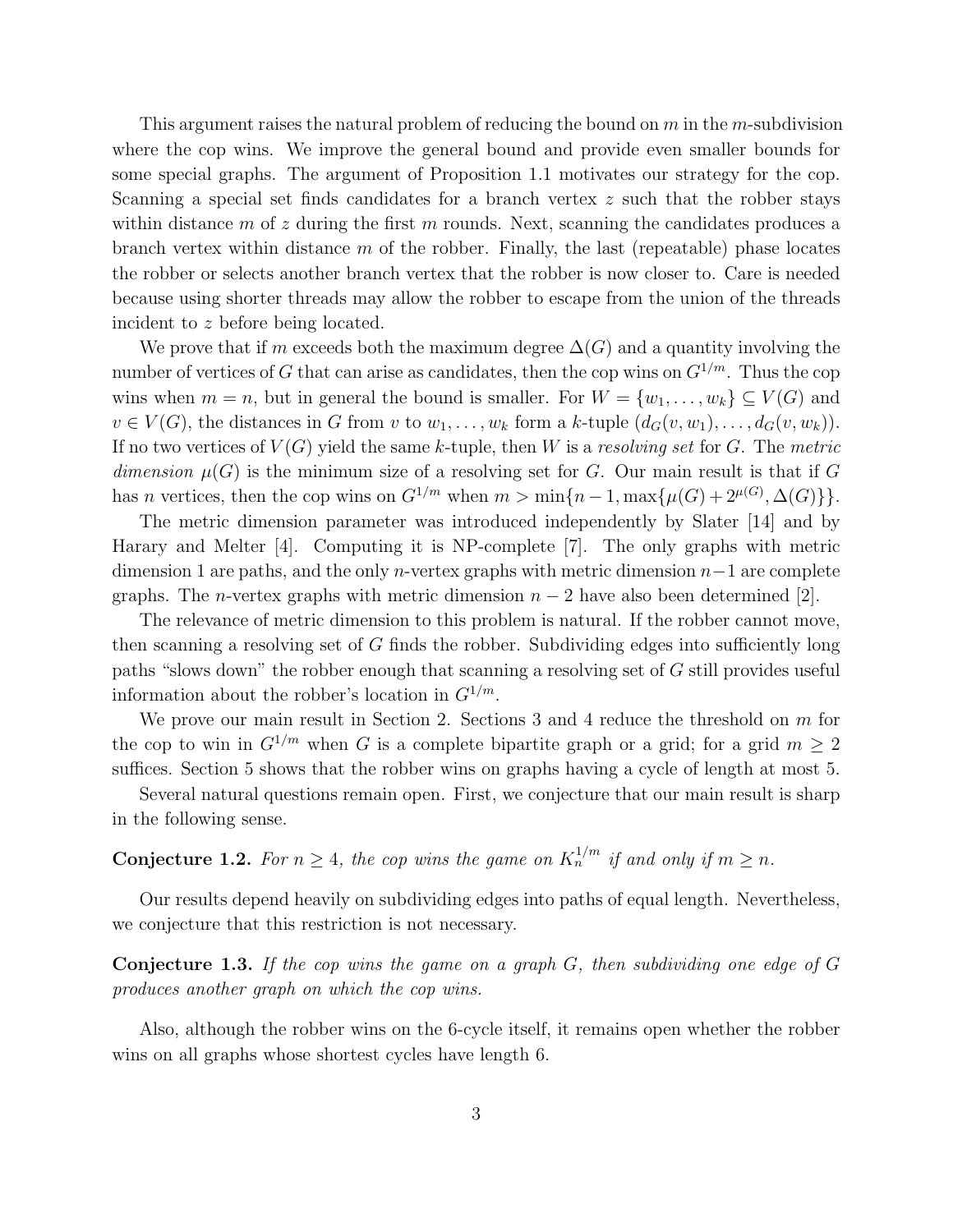This argument raises the natural problem of reducing the bound on $m$ in the $m$-subdivision where the cop wins. We improve the general bound and provide even smaller bounds for some special graphs. The argument of Proposition 1.1 motivates our strategy for the cop. Scanning a special set finds candidates for a branch vertex $z$ such that the robber stays within distance $m$ of $z$ during the first $m$ rounds. Next, scanning the candidates produces a branch vertex within distance $m$ of the robber. Finally, the last (repeatable) phase locates the robber or selects another branch vertex that the robber is now closer to. Care is needed because using shorter threads may allow the robber to escape from the union of the threads incident to $z$ before being located.

We prove that if $m$ exceeds both the maximum degree $\Delta(G)$ and a quantity involving the number of vertices of $G$ that can arise as candidates, then the cop wins on $G^{1/m}$. Thus the cop wins when $m = n$, but in general the bound is smaller. For $W = \{w_1, \ldots, w_k\} \subseteq V(G)$ and $v \in V(G)$, the distances in $G$ from $v$ to $w_1, \ldots, w_k$ form a $k$-tuple $(d_G(v, w_1), \ldots, d_G(v, w_k))$. If no two vertices of $V(G)$ yield the same $k$-tuple, then $W$ is a *resolving set* for $G$. The *metric dimension* $\mu(G)$ is the minimum size of a resolving set for $G$. Our main result is that if $G$ has $n$ vertices, then the cop wins on $G^{1/m}$ when $m > \min\{n-1, \max\{\mu(G) + 2^{\mu(G)}, \Delta(G)\}\}$.

The metric dimension parameter was introduced independently by Slater [14] and by Harary and Melter [4]. Computing it is NP-complete [7]. The only graphs with metric dimension 1 are paths, and the only $n$-vertex graphs with metric dimension $n-1$ are complete graphs. The $n$-vertex graphs with metric dimension $n-2$ have also been determined [2].

The relevance of metric dimension to this problem is natural. If the robber cannot move, then scanning a resolving set of $G$ finds the robber. Subdividing edges into sufficiently long paths "slows down" the robber enough that scanning a resolving set of $G$ still provides useful information about the robber's location in $G^{1/m}$.

We prove our main result in Section 2. Sections 3 and 4 reduce the threshold on $m$ for the cop to win in $G^{1/m}$ when $G$ is a complete bipartite graph or a grid; for a grid $m \geq 2$ suffices. Section 5 shows that the robber wins on graphs having a cycle of length at most 5.

Several natural questions remain open. First, we conjecture that our main result is sharp in the following sense.

**Conjecture 1.2.** *For $n \geq 4$, the cop wins the game on $K_n^{1/m}$ if and only if $m \geq n$.*

Our results depend heavily on subdividing edges into paths of equal length. Nevertheless, we conjecture that this restriction is not necessary.

**Conjecture 1.3.** *If the cop wins the game on a graph $G$, then subdividing one edge of $G$ produces another graph on which the cop wins.*

Also, although the robber wins on the 6-cycle itself, it remains open whether the robber wins on all graphs whose shortest cycles have length 6.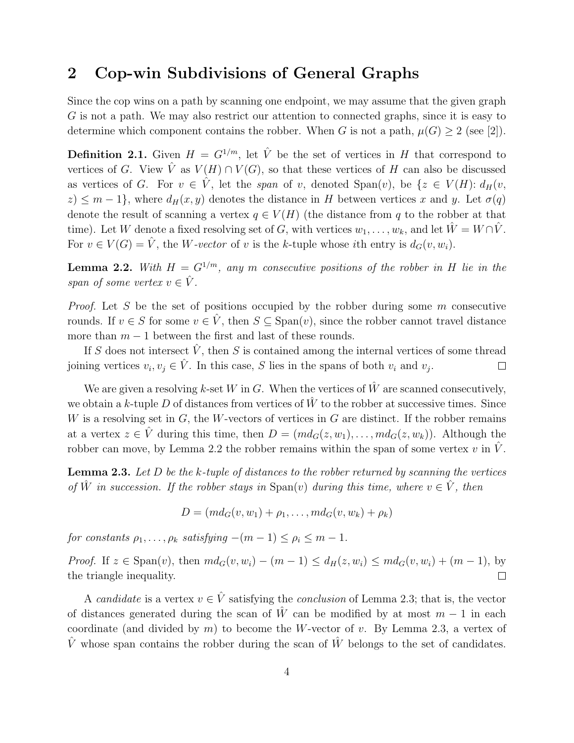## 2 Cop-win Subdivisions of General Graphs

Since the cop wins on a path by scanning one endpoint, we may assume that the given graph $G$ is not a path. We may also restrict our attention to connected graphs, since it is easy to determine which component contains the robber. When $G$ is not a path, $\mu(G) \geq 2$ (see [2]).

**Definition 2.1.** Given $H = G^{1/m}$, let $\hat{V}$ be the set of vertices in $H$ that correspond to vertices of $G$. View $\hat{V}$ as $V(H) \cap V(G)$, so that these vertices of $H$ can also be discussed as vertices of $G$. For $v \in \hat{V}$, let the *span* of $v$, denoted $\mathrm{Span}(v)$, be $\{z \in V(H) \colon d_H(v, z) \leq m - 1\}$, where $d_H(x, y)$ denotes the distance in $H$ between vertices $x$ and $y$. Let $\sigma(q)$ denote the result of scanning a vertex $q \in V(H)$ (the distance from $q$ to the robber at that time). Let $W$ denote a fixed resolving set of $G$, with vertices $w_1, \ldots, w_k$, and let $\hat{W} = W \cap \hat{V}$. For $v \in V(G) = \hat{V}$, the *$W$-vector* of $v$ is the $k$-tuple whose $i$th entry is $d_G(v, w_i)$.

**Lemma 2.2.** *With $H = G^{1/m}$, any $m$ consecutive positions of the robber in $H$ lie in the span of some vertex $v \in \hat{V}$.*

*Proof.* Let $S$ be the set of positions occupied by the robber during some $m$ consecutive rounds. If $v \in S$ for some $v \in \hat{V}$, then $S \subseteq \mathrm{Span}(v)$, since the robber cannot travel distance more than $m - 1$ between the first and last of these rounds.

If $S$ does not intersect $\hat{V}$, then $S$ is contained among the internal vertices of some thread joining vertices $v_i, v_j \in \hat{V}$. In this case, $S$ lies in the spans of both $v_i$ and $v_j$. □

We are given a resolving $k$-set $W$ in $G$. When the vertices of $\hat{W}$ are scanned consecutively, we obtain a $k$-tuple $D$ of distances from vertices of $\hat{W}$ to the robber at successive times. Since $W$ is a resolving set in $G$, the $W$-vectors of vertices in $G$ are distinct. If the robber remains at a vertex $z \in \hat{V}$ during this time, then $D = (md_G(z, w_1), \ldots, md_G(z, w_k))$. Although the robber can move, by Lemma 2.2 the robber remains within the span of some vertex $v$ in $\hat{V}$.

**Lemma 2.3.** *Let $D$ be the $k$-tuple of distances to the robber returned by scanning the vertices of $\hat{W}$ in succession. If the robber stays in $\mathrm{Span}(v)$ during this time, where $v \in \hat{V}$, then*

$$D = (md_G(v, w_1) + \rho_1, \ldots, md_G(v, w_k) + \rho_k)$$

*for constants $\rho_1, \ldots, \rho_k$ satisfying $-(m - 1) \leq \rho_i \leq m - 1$.*

*Proof.* If $z \in \mathrm{Span}(v)$, then $md_G(v, w_i) - (m - 1) \leq d_H(z, w_i) \leq md_G(v, w_i) + (m - 1)$, by the triangle inequality. □

A *candidate* is a vertex $v \in \hat{V}$ satisfying the *conclusion* of Lemma 2.3; that is, the vector of distances generated during the scan of $\hat{W}$ can be modified by at most $m - 1$ in each coordinate (and divided by $m$) to become the $W$-vector of $v$. By Lemma 2.3, a vertex of $\hat{V}$ whose span contains the robber during the scan of $\hat{W}$ belongs to the set of candidates.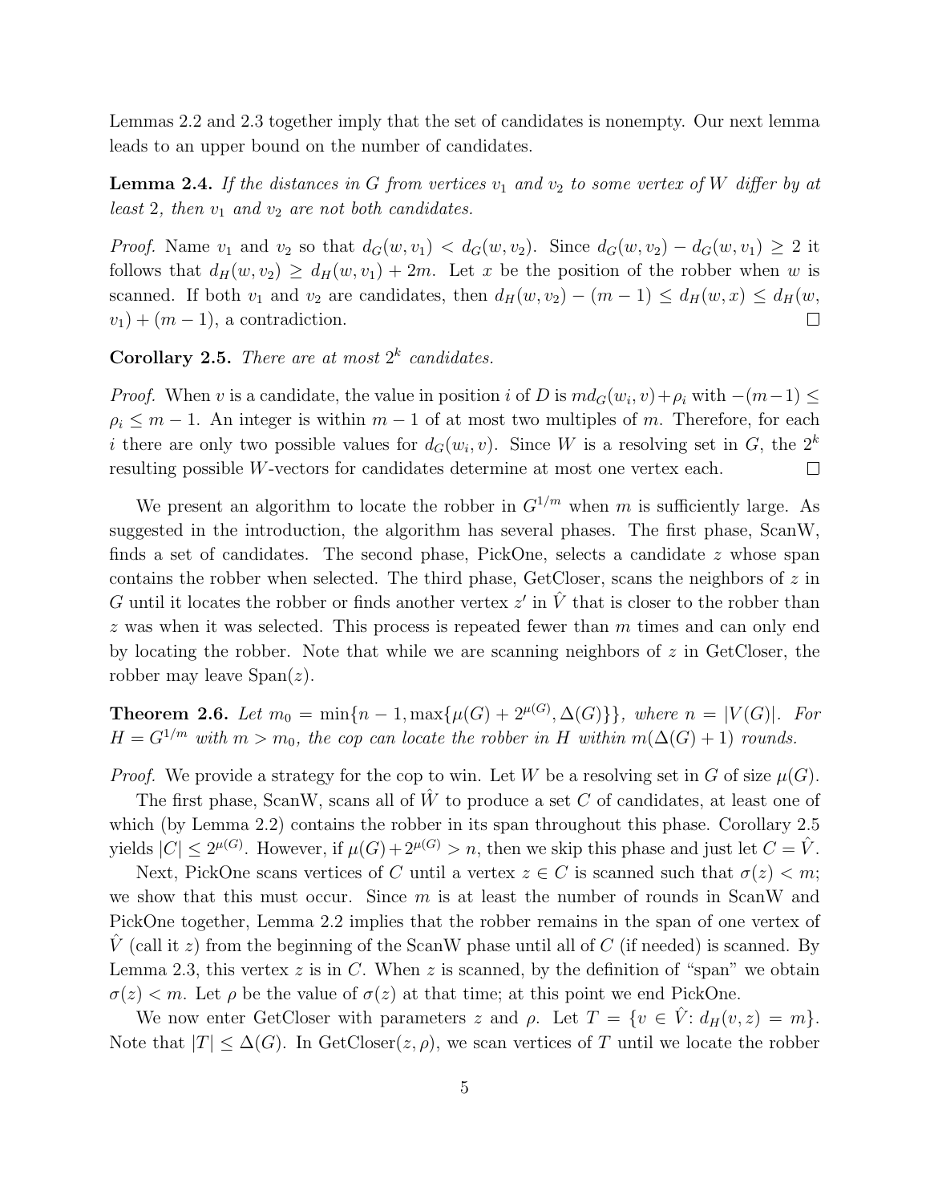Lemmas 2.2 and 2.3 together imply that the set of candidates is nonempty. Our next lemma leads to an upper bound on the number of candidates.

**Lemma 2.4.** *If the distances in $G$ from vertices $v_1$ and $v_2$ to some vertex of $W$ differ by at least 2, then $v_1$ and $v_2$ are not both candidates.*

*Proof.* Name $v_1$ and $v_2$ so that $d_G(w, v_1) < d_G(w, v_2)$. Since $d_G(w, v_2) - d_G(w, v_1) \geq 2$ it follows that $d_H(w, v_2) \geq d_H(w, v_1) + 2m$. Let $x$ be the position of the robber when $w$ is scanned. If both $v_1$ and $v_2$ are candidates, then $d_H(w, v_2) - (m - 1) \leq d_H(w, x) \leq d_H(w, v_1) + (m - 1)$, a contradiction. □

**Corollary 2.5.** *There are at most $2^k$ candidates.*

*Proof.* When $v$ is a candidate, the value in position $i$ of $D$ is $md_G(w_i, v) + \rho_i$ with $-(m-1) \leq \rho_i \leq m - 1$. An integer is within $m - 1$ of at most two multiples of $m$. Therefore, for each $i$ there are only two possible values for $d_G(w_i, v)$. Since $W$ is a resolving set in $G$, the $2^k$ resulting possible $W$-vectors for candidates determine at most one vertex each. □

We present an algorithm to locate the robber in $G^{1/m}$ when $m$ is sufficiently large. As suggested in the introduction, the algorithm has several phases. The first phase, ScanW, finds a set of candidates. The second phase, PickOne, selects a candidate $z$ whose span contains the robber when selected. The third phase, GetCloser, scans the neighbors of $z$ in $G$ until it locates the robber or finds another vertex $z'$ in $\hat{V}$ that is closer to the robber than $z$ was when it was selected. This process is repeated fewer than $m$ times and can only end by locating the robber. Note that while we are scanning neighbors of $z$ in GetCloser, the robber may leave Span($z$).

**Theorem 2.6.** *Let $m_0 = \min\{n - 1, \max\{\mu(G) + 2^{\mu(G)}, \Delta(G)\}\}$, where $n = |V(G)|$. For $H = G^{1/m}$ with $m > m_0$, the cop can locate the robber in $H$ within $m(\Delta(G) + 1)$ rounds.*

*Proof.* We provide a strategy for the cop to win. Let $W$ be a resolving set in $G$ of size $\mu(G)$.

The first phase, ScanW, scans all of $\hat{W}$ to produce a set $C$ of candidates, at least one of which (by Lemma 2.2) contains the robber in its span throughout this phase. Corollary 2.5 yields $|C| \leq 2^{\mu(G)}$. However, if $\mu(G) + 2^{\mu(G)} > n$, then we skip this phase and just let $C = \hat{V}$.

Next, PickOne scans vertices of $C$ until a vertex $z \in C$ is scanned such that $\sigma(z) < m$; we show that this must occur. Since $m$ is at least the number of rounds in ScanW and PickOne together, Lemma 2.2 implies that the robber remains in the span of one vertex of $\hat{V}$ (call it $z$) from the beginning of the ScanW phase until all of $C$ (if needed) is scanned. By Lemma 2.3, this vertex $z$ is in $C$. When $z$ is scanned, by the definition of "span" we obtain $\sigma(z) < m$. Let $\rho$ be the value of $\sigma(z)$ at that time; at this point we end PickOne.

We now enter GetCloser with parameters $z$ and $\rho$. Let $T = \{v \in \hat{V} \colon d_H(v, z) = m\}$. Note that $|T| \leq \Delta(G)$. In GetCloser($z, \rho$), we scan vertices of $T$ until we locate the robber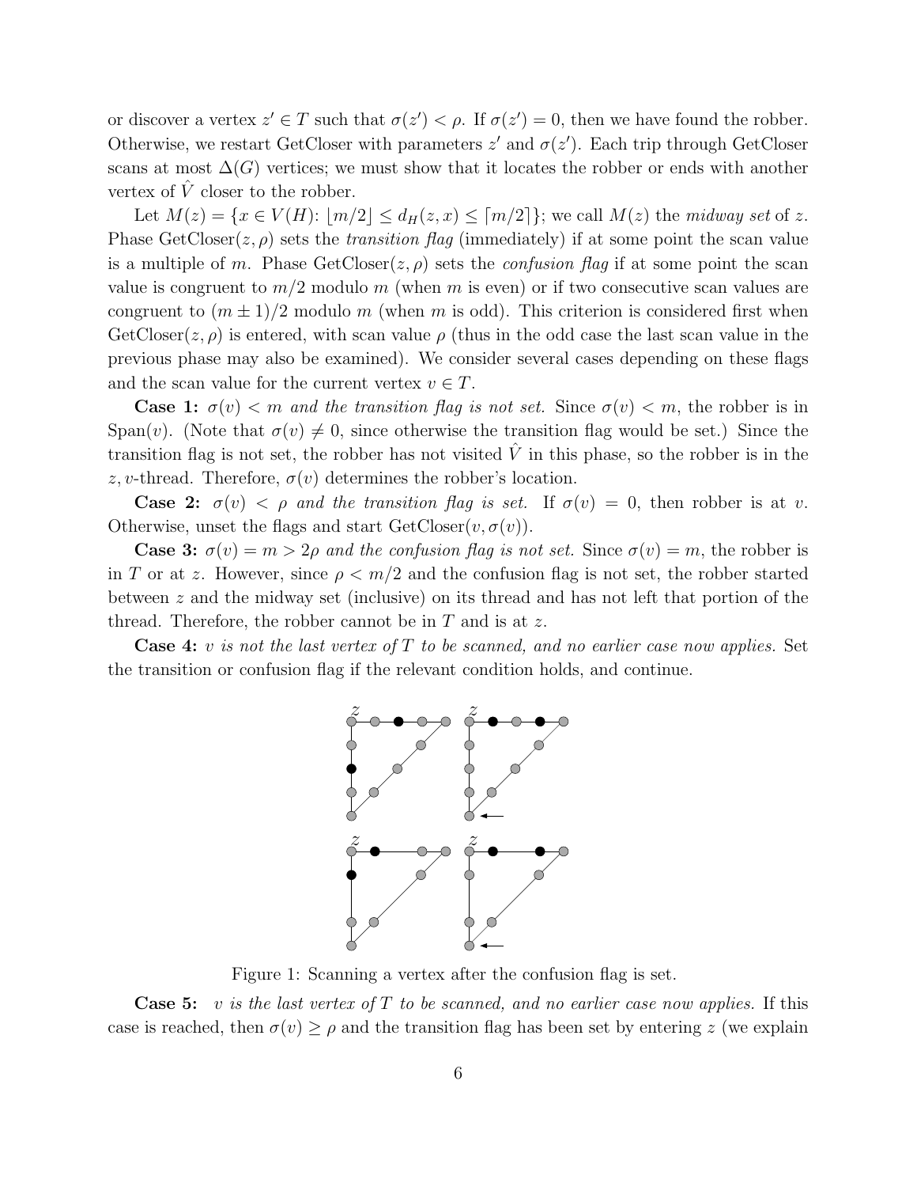or discover a vertex $z' \in T$ such that $\sigma(z') < \rho$. If $\sigma(z') = 0$, then we have found the robber. Otherwise, we restart GetCloser with parameters $z'$ and $\sigma(z')$. Each trip through GetCloser scans at most $\Delta(G)$ vertices; we must show that it locates the robber or ends with another vertex of $\hat{V}$ closer to the robber.

Let $M(z) = \{x \in V(H)\colon \lfloor m/2 \rfloor \le d_H(z,x) \le \lceil m/2 \rceil\}$; we call $M(z)$ the *midway set* of $z$. Phase GetCloser$(z,\rho)$ sets the *transition flag* (immediately) if at some point the scan value is a multiple of $m$. Phase GetCloser$(z,\rho)$ sets the *confusion flag* if at some point the scan value is congruent to $m/2$ modulo $m$ (when $m$ is even) or if two consecutive scan values are congruent to $(m \pm 1)/2$ modulo $m$ (when $m$ is odd). This criterion is considered first when GetCloser$(z,\rho)$ is entered, with scan value $\rho$ (thus in the odd case the last scan value in the previous phase may also be examined). We consider several cases depending on these flags and the scan value for the current vertex $v \in T$.

**Case 1:** *$\sigma(v) < m$ and the transition flag is not set.* Since $\sigma(v) < m$, the robber is in Span$(v)$. (Note that $\sigma(v) \neq 0$, since otherwise the transition flag would be set.) Since the transition flag is not set, the robber has not visited $\hat{V}$ in this phase, so the robber is in the $z,v$-thread. Therefore, $\sigma(v)$ determines the robber's location.

**Case 2:** *$\sigma(v) < \rho$ and the transition flag is set.* If $\sigma(v) = 0$, then robber is at $v$. Otherwise, unset the flags and start GetCloser$(v, \sigma(v))$.

**Case 3:** *$\sigma(v) = m > 2\rho$ and the confusion flag is not set.* Since $\sigma(v) = m$, the robber is in $T$ or at $z$. However, since $\rho < m/2$ and the confusion flag is not set, the robber started between $z$ and the midway set (inclusive) on its thread and has not left that portion of the thread. Therefore, the robber cannot be in $T$ and is at $z$.

**Case 4:** *$v$ is not the last vertex of $T$ to be scanned, and no earlier case now applies.* Set the transition or confusion flag if the relevant condition holds, and continue.

Figure 1: Scanning a vertex after the confusion flag is set.

**Case 5:** *$v$ is the last vertex of $T$ to be scanned, and no earlier case now applies.* If this case is reached, then $\sigma(v) \ge \rho$ and the transition flag has been set by entering $z$ (we explain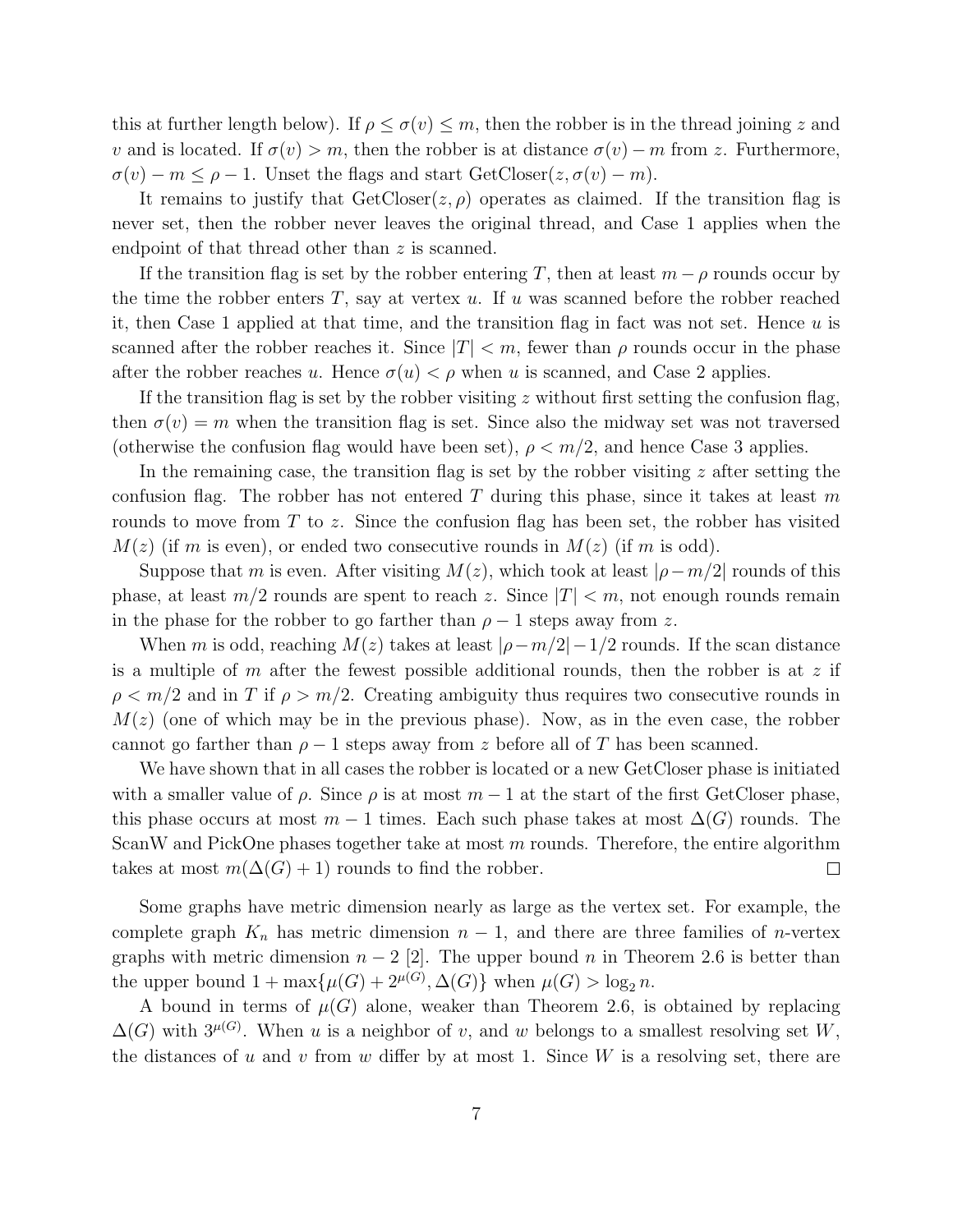this at further length below). If $\rho \le \sigma(v) \le m$, then the robber is in the thread joining $z$ and $v$ and is located. If $\sigma(v) > m$, then the robber is at distance $\sigma(v) - m$ from $z$. Furthermore, $\sigma(v) - m \le \rho - 1$. Unset the flags and start GetCloser$(z, \sigma(v) - m)$.

It remains to justify that GetCloser$(z, \rho)$ operates as claimed. If the transition flag is never set, then the robber never leaves the original thread, and Case 1 applies when the endpoint of that thread other than $z$ is scanned.

If the transition flag is set by the robber entering $T$, then at least $m - \rho$ rounds occur by the time the robber enters $T$, say at vertex $u$. If $u$ was scanned before the robber reached it, then Case 1 applied at that time, and the transition flag in fact was not set. Hence $u$ is scanned after the robber reaches it. Since $|T| < m$, fewer than $\rho$ rounds occur in the phase after the robber reaches $u$. Hence $\sigma(u) < \rho$ when $u$ is scanned, and Case 2 applies.

If the transition flag is set by the robber visiting $z$ without first setting the confusion flag, then $\sigma(v) = m$ when the transition flag is set. Since also the midway set was not traversed (otherwise the confusion flag would have been set), $\rho < m/2$, and hence Case 3 applies.

In the remaining case, the transition flag is set by the robber visiting $z$ after setting the confusion flag. The robber has not entered $T$ during this phase, since it takes at least $m$ rounds to move from $T$ to $z$. Since the confusion flag has been set, the robber has visited $M(z)$ (if $m$ is even), or ended two consecutive rounds in $M(z)$ (if $m$ is odd).

Suppose that $m$ is even. After visiting $M(z)$, which took at least $|\rho - m/2|$ rounds of this phase, at least $m/2$ rounds are spent to reach $z$. Since $|T| < m$, not enough rounds remain in the phase for the robber to go farther than $\rho - 1$ steps away from $z$.

When $m$ is odd, reaching $M(z)$ takes at least $|\rho - m/2| - 1/2$ rounds. If the scan distance is a multiple of $m$ after the fewest possible additional rounds, then the robber is at $z$ if $\rho < m/2$ and in $T$ if $\rho > m/2$. Creating ambiguity thus requires two consecutive rounds in $M(z)$ (one of which may be in the previous phase). Now, as in the even case, the robber cannot go farther than $\rho - 1$ steps away from $z$ before all of $T$ has been scanned.

We have shown that in all cases the robber is located or a new GetCloser phase is initiated with a smaller value of $\rho$. Since $\rho$ is at most $m - 1$ at the start of the first GetCloser phase, this phase occurs at most $m - 1$ times. Each such phase takes at most $\Delta(G)$ rounds. The ScanW and PickOne phases together take at most $m$ rounds. Therefore, the entire algorithm takes at most $m(\Delta(G) + 1)$ rounds to find the robber. □

Some graphs have metric dimension nearly as large as the vertex set. For example, the complete graph $K_n$ has metric dimension $n - 1$, and there are three families of $n$-vertex graphs with metric dimension $n - 2$ [2]. The upper bound $n$ in Theorem 2.6 is better than the upper bound $1 + \max\{\mu(G) + 2^{\mu(G)}, \Delta(G)\}$ when $\mu(G) > \log_2 n$.

A bound in terms of $\mu(G)$ alone, weaker than Theorem 2.6, is obtained by replacing $\Delta(G)$ with $3^{\mu(G)}$. When $u$ is a neighbor of $v$, and $w$ belongs to a smallest resolving set $W$, the distances of $u$ and $v$ from $w$ differ by at most 1. Since $W$ is a resolving set, there are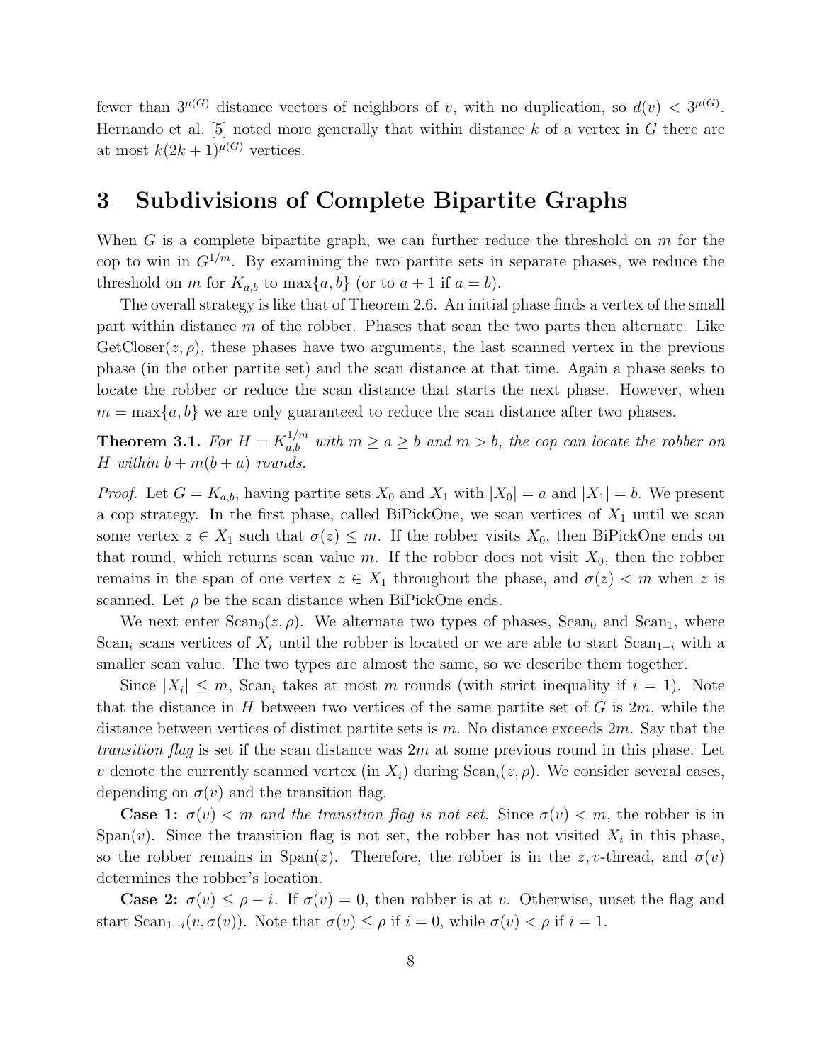fewer than $3^{\mu(G)}$ distance vectors of neighbors of $v$, with no duplication, so $d(v) < 3^{\mu(G)}$. Hernando et al. [5] noted more generally that within distance $k$ of a vertex in $G$ there are at most $k(2k+1)^{\mu(G)}$ vertices.

## 3 Subdivisions of Complete Bipartite Graphs

When $G$ is a complete bipartite graph, we can further reduce the threshold on $m$ for the cop to win in $G^{1/m}$. By examining the two partite sets in separate phases, we reduce the threshold on $m$ for $K_{a,b}$ to $\max\{a,b\}$ (or to $a+1$ if $a=b$).

The overall strategy is like that of Theorem 2.6. An initial phase finds a vertex of the small part within distance $m$ of the robber. Phases that scan the two parts then alternate. Like GetCloser$(z,\rho)$, these phases have two arguments, the last scanned vertex in the previous phase (in the other partite set) and the scan distance at that time. Again a phase seeks to locate the robber or reduce the scan distance that starts the next phase. However, when $m = \max\{a,b\}$ we are only guaranteed to reduce the scan distance after two phases.

**Theorem 3.1.** *For $H = K_{a,b}^{1/m}$ with $m \ge a \ge b$ and $m > b$, the cop can locate the robber on $H$ within $b + m(b+a)$ rounds.*

*Proof.* Let $G = K_{a,b}$, having partite sets $X_0$ and $X_1$ with $|X_0| = a$ and $|X_1| = b$. We present a cop strategy. In the first phase, called BiPickOne, we scan vertices of $X_1$ until we scan some vertex $z \in X_1$ such that $\sigma(z) \le m$. If the robber visits $X_0$, then BiPickOne ends on that round, which returns scan value $m$. If the robber does not visit $X_0$, then the robber remains in the span of one vertex $z \in X_1$ throughout the phase, and $\sigma(z) < m$ when $z$ is scanned. Let $\rho$ be the scan distance when BiPickOne ends.

We next enter $\text{Scan}_0(z,\rho)$. We alternate two types of phases, $\text{Scan}_0$ and $\text{Scan}_1$, where $\text{Scan}_i$ scans vertices of $X_i$ until the robber is located or we are able to start $\text{Scan}_{1-i}$ with a smaller scan value. The two types are almost the same, so we describe them together.

Since $|X_i| \le m$, $\text{Scan}_i$ takes at most $m$ rounds (with strict inequality if $i=1$). Note that the distance in $H$ between two vertices of the same partite set of $G$ is $2m$, while the distance between vertices of distinct partite sets is $m$. No distance exceeds $2m$. Say that the *transition flag* is set if the scan distance was $2m$ at some previous round in this phase. Let $v$ denote the currently scanned vertex (in $X_i$) during $\text{Scan}_i(z,\rho)$. We consider several cases, depending on $\sigma(v)$ and the transition flag.

**Case 1:** *$\sigma(v) < m$ and the transition flag is not set.* Since $\sigma(v) < m$, the robber is in $\text{Span}(v)$. Since the transition flag is not set, the robber has not visited $X_i$ in this phase, so the robber remains in $\text{Span}(z)$. Therefore, the robber is in the $z,v$-thread, and $\sigma(v)$ determines the robber's location.

**Case 2:** $\sigma(v) \le \rho - i$. If $\sigma(v) = 0$, then robber is at $v$. Otherwise, unset the flag and start $\text{Scan}_{1-i}(v,\sigma(v))$. Note that $\sigma(v) \le \rho$ if $i=0$, while $\sigma(v) < \rho$ if $i=1$.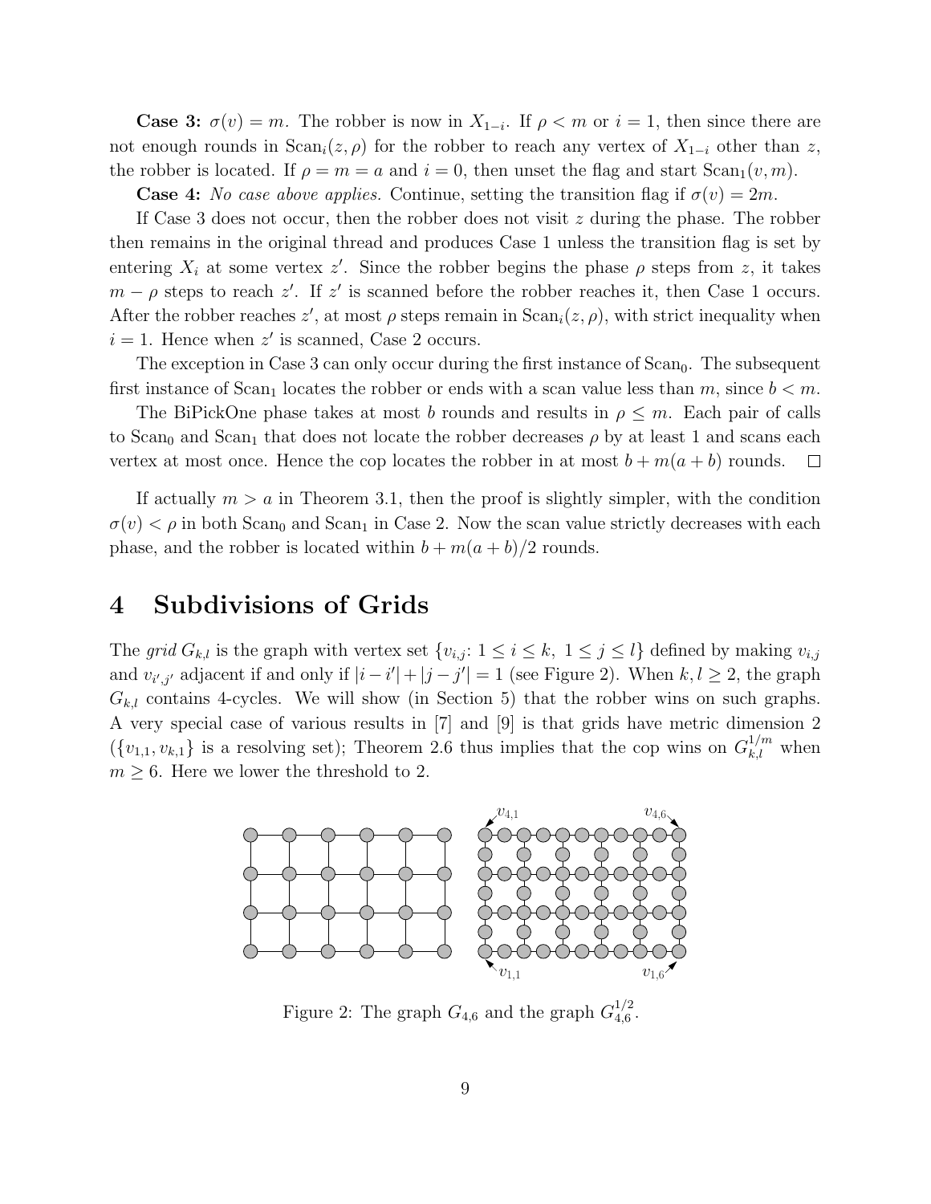**Case 3:** $\sigma(v) = m$. The robber is now in $X_{1-i}$. If $\rho < m$ or $i = 1$, then since there are not enough rounds in $\mathrm{Scan}_i(z, \rho)$ for the robber to reach any vertex of $X_{1-i}$ other than $z$, the robber is located. If $\rho = m = a$ and $i = 0$, then unset the flag and start $\mathrm{Scan}_1(v, m)$.

**Case 4:** *No case above applies.* Continue, setting the transition flag if $\sigma(v) = 2m$.

If Case 3 does not occur, then the robber does not visit $z$ during the phase. The robber then remains in the original thread and produces Case 1 unless the transition flag is set by entering $X_i$ at some vertex $z'$. Since the robber begins the phase $\rho$ steps from $z$, it takes $m - \rho$ steps to reach $z'$. If $z'$ is scanned before the robber reaches it, then Case 1 occurs. After the robber reaches $z'$, at most $\rho$ steps remain in $\mathrm{Scan}_i(z, \rho)$, with strict inequality when $i = 1$. Hence when $z'$ is scanned, Case 2 occurs.

The exception in Case 3 can only occur during the first instance of $\mathrm{Scan}_0$. The subsequent first instance of $\mathrm{Scan}_1$ locates the robber or ends with a scan value less than $m$, since $b < m$.

The BiPickOne phase takes at most $b$ rounds and results in $\rho \le m$. Each pair of calls to $\mathrm{Scan}_0$ and $\mathrm{Scan}_1$ that does not locate the robber decreases $\rho$ by at least 1 and scans each vertex at most once. Hence the cop locates the robber in at most $b + m(a + b)$ rounds. □

If actually $m > a$ in Theorem 3.1, then the proof is slightly simpler, with the condition $\sigma(v) < \rho$ in both $\mathrm{Scan}_0$ and $\mathrm{Scan}_1$ in Case 2. Now the scan value strictly decreases with each phase, and the robber is located within $b + m(a + b)/2$ rounds.

# 4 Subdivisions of Grids

The *grid* $G_{k,l}$ is the graph with vertex set $\{v_{i,j} \colon 1 \le i \le k,\ 1 \le j \le l\}$ defined by making $v_{i,j}$ and $v_{i',j'}$ adjacent if and only if $|i - i'| + |j - j'| = 1$ (see Figure 2). When $k, l \ge 2$, the graph $G_{k,l}$ contains 4-cycles. We will show (in Section 5) that the robber wins on such graphs. A very special case of various results in [7] and [9] is that grids have metric dimension 2 ($\{v_{1,1}, v_{k,1}\}$ is a resolving set); Theorem 2.6 thus implies that the cop wins on $G_{k,l}^{1/m}$ when $m \ge 6$. Here we lower the threshold to 2.

Figure 2: The graph $G_{4,6}$ and the graph $G_{4,6}^{1/2}$.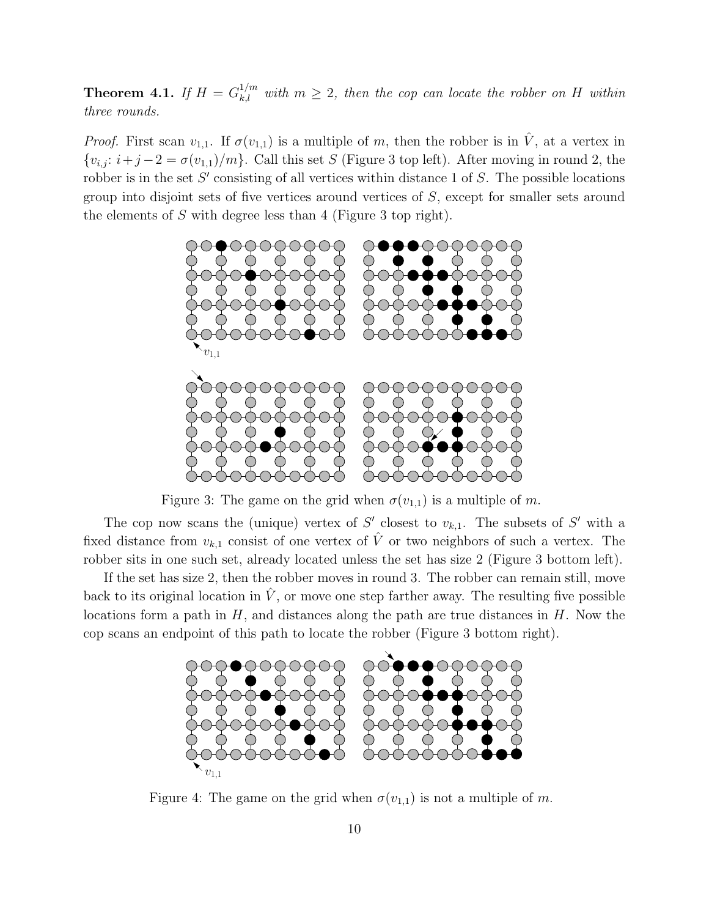**Theorem 4.1.** *If $H = G_{k,l}^{1/m}$ with $m \geq 2$, then the cop can locate the robber on $H$ within three rounds.*

*Proof.* First scan $v_{1,1}$. If $\sigma(v_{1,1})$ is a multiple of $m$, then the robber is in $\hat{V}$, at a vertex in $\{v_{i,j}\colon i+j-2 = \sigma(v_{1,1})/m\}$. Call this set $S$ (Figure 3 top left). After moving in round 2, the robber is in the set $S'$ consisting of all vertices within distance 1 of $S$. The possible locations group into disjoint sets of five vertices around vertices of $S$, except for smaller sets around the elements of $S$ with degree less than 4 (Figure 3 top right).

Figure 3: The game on the grid when $\sigma(v_{1,1})$ is a multiple of $m$.

The cop now scans the (unique) vertex of $S'$ closest to $v_{k,1}$. The subsets of $S'$ with a fixed distance from $v_{k,1}$ consist of one vertex of $\hat{V}$ or two neighbors of such a vertex. The robber sits in one such set, already located unless the set has size 2 (Figure 3 bottom left).

If the set has size 2, then the robber moves in round 3. The robber can remain still, move back to its original location in $\hat{V}$, or move one step farther away. The resulting five possible locations form a path in $H$, and distances along the path are true distances in $H$. Now the cop scans an endpoint of this path to locate the robber (Figure 3 bottom right).

Figure 4: The game on the grid when $\sigma(v_{1,1})$ is not a multiple of $m$.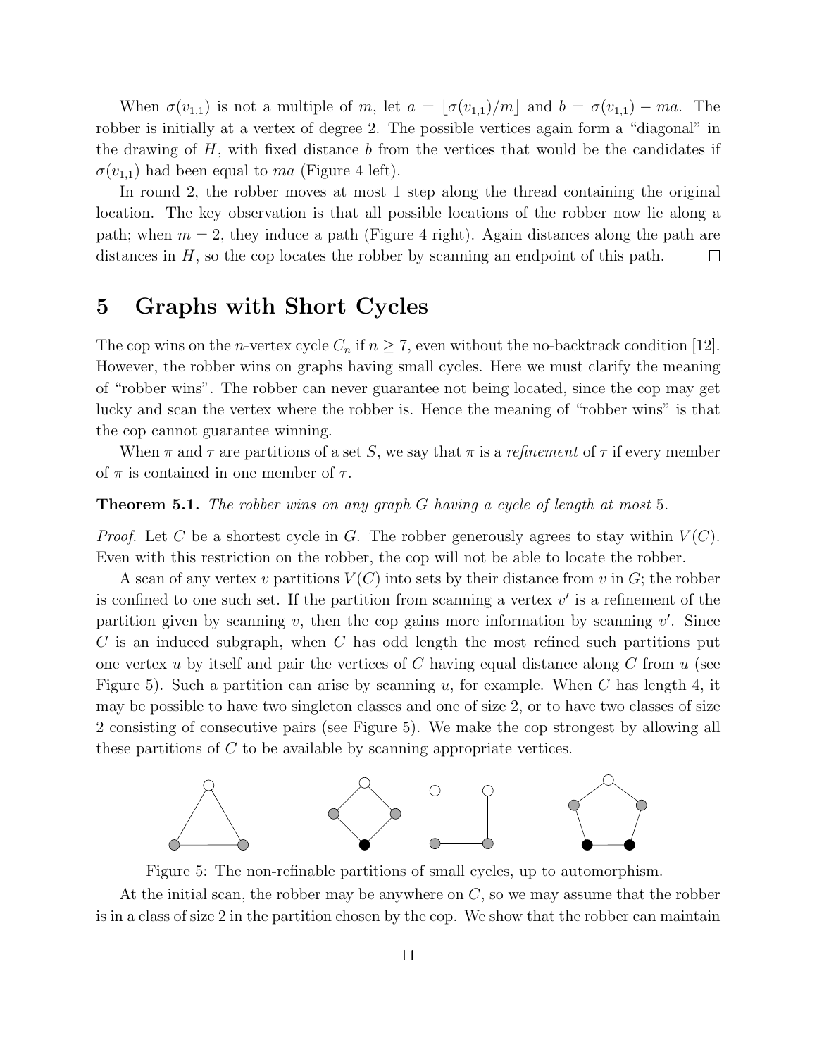When $\sigma(v_{1,1})$ is not a multiple of $m$, let $a = \lfloor \sigma(v_{1,1})/m \rfloor$ and $b = \sigma(v_{1,1}) - ma$. The robber is initially at a vertex of degree 2. The possible vertices again form a "diagonal" in the drawing of $H$, with fixed distance $b$ from the vertices that would be the candidates if $\sigma(v_{1,1})$ had been equal to $ma$ (Figure 4 left).

In round 2, the robber moves at most 1 step along the thread containing the original location. The key observation is that all possible locations of the robber now lie along a path; when $m = 2$, they induce a path (Figure 4 right). Again distances along the path are distances in $H$, so the cop locates the robber by scanning an endpoint of this path. □

# 5 Graphs with Short Cycles

The cop wins on the $n$-vertex cycle $C_n$ if $n \geq 7$, even without the no-backtrack condition [12]. However, the robber wins on graphs having small cycles. Here we must clarify the meaning of "robber wins". The robber can never guarantee not being located, since the cop may get lucky and scan the vertex where the robber is. Hence the meaning of "robber wins" is that the cop cannot guarantee winning.

When $\pi$ and $\tau$ are partitions of a set $S$, we say that $\pi$ is a *refinement* of $\tau$ if every member of $\pi$ is contained in one member of $\tau$.

**Theorem 5.1.** *The robber wins on any graph $G$ having a cycle of length at most 5.*

*Proof.* Let $C$ be a shortest cycle in $G$. The robber generously agrees to stay within $V(C)$. Even with this restriction on the robber, the cop will not be able to locate the robber.

A scan of any vertex $v$ partitions $V(C)$ into sets by their distance from $v$ in $G$; the robber is confined to one such set. If the partition from scanning a vertex $v'$ is a refinement of the partition given by scanning $v$, then the cop gains more information by scanning $v'$. Since $C$ is an induced subgraph, when $C$ has odd length the most refined such partitions put one vertex $u$ by itself and pair the vertices of $C$ having equal distance along $C$ from $u$ (see Figure 5). Such a partition can arise by scanning $u$, for example. When $C$ has length 4, it may be possible to have two singleton classes and one of size 2, or to have two classes of size 2 consisting of consecutive pairs (see Figure 5). We make the cop strongest by allowing all these partitions of $C$ to be available by scanning appropriate vertices.

Figure 5: The non-refinable partitions of small cycles, up to automorphism.

At the initial scan, the robber may be anywhere on $C$, so we may assume that the robber is in a class of size 2 in the partition chosen by the cop. We show that the robber can maintain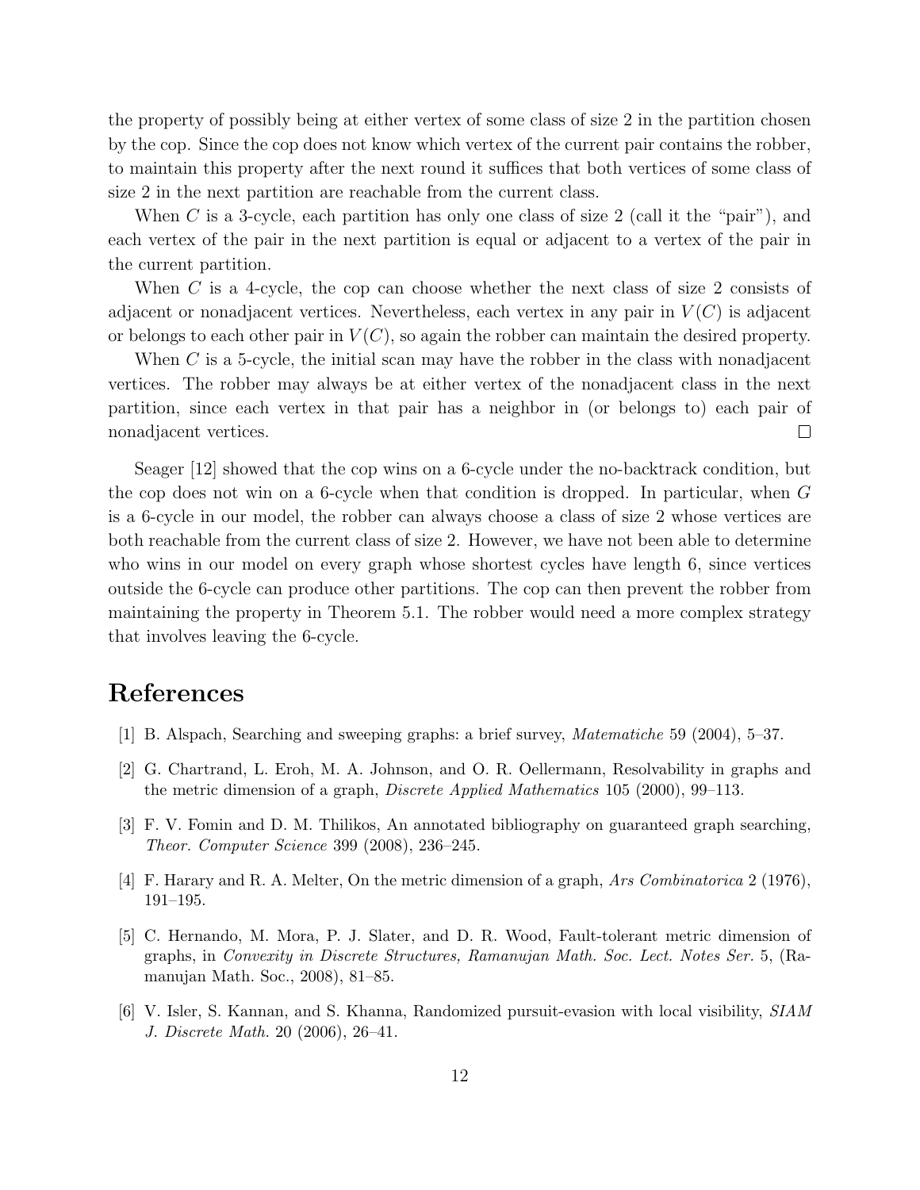the property of possibly being at either vertex of some class of size 2 in the partition chosen by the cop. Since the cop does not know which vertex of the current pair contains the robber, to maintain this property after the next round it suffices that both vertices of some class of size 2 in the next partition are reachable from the current class.

When $C$ is a 3-cycle, each partition has only one class of size 2 (call it the "pair"), and each vertex of the pair in the next partition is equal or adjacent to a vertex of the pair in the current partition.

When $C$ is a 4-cycle, the cop can choose whether the next class of size 2 consists of adjacent or nonadjacent vertices. Nevertheless, each vertex in any pair in $V(C)$ is adjacent or belongs to each other pair in $V(C)$, so again the robber can maintain the desired property.

When $C$ is a 5-cycle, the initial scan may have the robber in the class with nonadjacent vertices. The robber may always be at either vertex of the nonadjacent class in the next partition, since each vertex in that pair has a neighbor in (or belongs to) each pair of nonadjacent vertices. $\square$

Seager [12] showed that the cop wins on a 6-cycle under the no-backtrack condition, but the cop does not win on a 6-cycle when that condition is dropped. In particular, when $G$ is a 6-cycle in our model, the robber can always choose a class of size 2 whose vertices are both reachable from the current class of size 2. However, we have not been able to determine who wins in our model on every graph whose shortest cycles have length 6, since vertices outside the 6-cycle can produce other partitions. The cop can then prevent the robber from maintaining the property in Theorem 5.1. The robber would need a more complex strategy that involves leaving the 6-cycle.

# References

[1] B. Alspach, Searching and sweeping graphs: a brief survey, *Matematiche* 59 (2004), 5–37.

[2] G. Chartrand, L. Eroh, M. A. Johnson, and O. R. Oellermann, Resolvability in graphs and the metric dimension of a graph, *Discrete Applied Mathematics* 105 (2000), 99–113.

[3] F. V. Fomin and D. M. Thilikos, An annotated bibliography on guaranteed graph searching, *Theor. Computer Science* 399 (2008), 236–245.

[4] F. Harary and R. A. Melter, On the metric dimension of a graph, *Ars Combinatorica* 2 (1976), 191–195.

[5] C. Hernando, M. Mora, P. J. Slater, and D. R. Wood, Fault-tolerant metric dimension of graphs, in *Convexity in Discrete Structures, Ramanujan Math. Soc. Lect. Notes Ser.* 5, (Ramanujan Math. Soc., 2008), 81–85.

[6] V. Isler, S. Kannan, and S. Khanna, Randomized pursuit-evasion with local visibility, *SIAM J. Discrete Math.* 20 (2006), 26–41.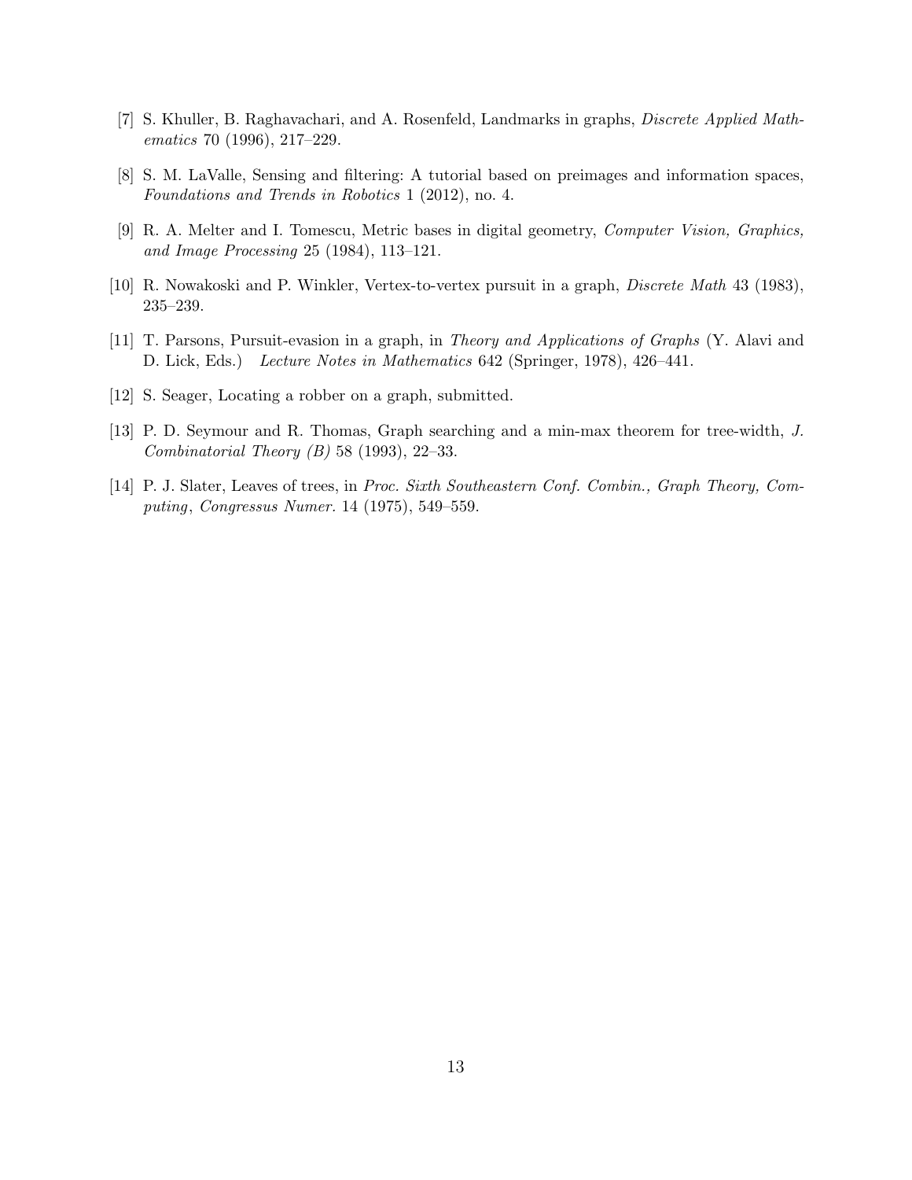[7] S. Khuller, B. Raghavachari, and A. Rosenfeld, Landmarks in graphs, *Discrete Applied Mathematics* 70 (1996), 217–229.

[8] S. M. LaValle, Sensing and filtering: A tutorial based on preimages and information spaces, *Foundations and Trends in Robotics* 1 (2012), no. 4.

[9] R. A. Melter and I. Tomescu, Metric bases in digital geometry, *Computer Vision, Graphics, and Image Processing* 25 (1984), 113–121.

[10] R. Nowakoski and P. Winkler, Vertex-to-vertex pursuit in a graph, *Discrete Math* 43 (1983), 235–239.

[11] T. Parsons, Pursuit-evasion in a graph, in *Theory and Applications of Graphs* (Y. Alavi and D. Lick, Eds.) *Lecture Notes in Mathematics* 642 (Springer, 1978), 426–441.

[12] S. Seager, Locating a robber on a graph, submitted.

[13] P. D. Seymour and R. Thomas, Graph searching and a min-max theorem for tree-width, *J. Combinatorial Theory (B)* 58 (1993), 22–33.

[14] P. J. Slater, Leaves of trees, in *Proc. Sixth Southeastern Conf. Combin., Graph Theory, Computing*, *Congressus Numer.* 14 (1975), 549–559.